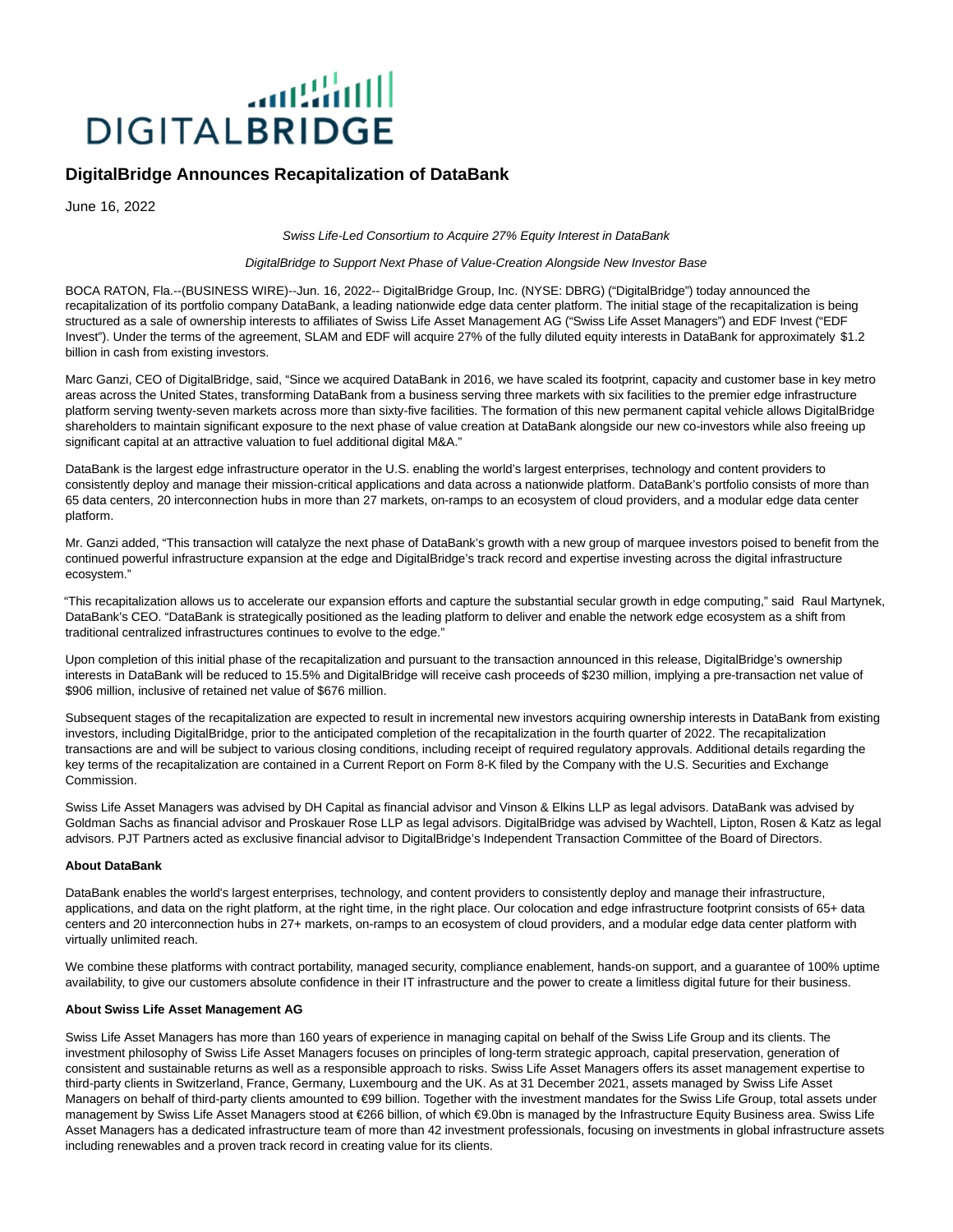# DigitalBridge Announces Recapitalization of DataBank

June 16, 2022

*Swiss Life-Led Consortium to Acquire 27% Equity Interest in DataBank*

*DigitalBridge to Support Next Phase of Value-Creation Alongside New Investor Base*

BOCA RATON, Fla.--(BUSINESS WIRE)--Jun. 16, 2022-- DigitalBridge Group, Inc. (NYSE: DBRG) ("DigitalBridge") today announced the recapitalization of its portfolio company DataBank, a leading nationwide edge data center platform. The initial stage of the recapitalization is being structured as a sale of ownership interests to affiliates of Swiss Life Asset Management AG ("Swiss Life Asset Managers") and EDF Invest ("EDF Invest"). Under the terms of the agreement, SLAM and EDF will acquire 27% of the fully diluted equity interests in DataBank for approximately $1.2 billion in cash from existing investors.

Marc Ganzi, CEO of DigitalBridge, said, "Since we acquired DataBank in 2016, we have scaled its footprint, capacity and customer base in key metro areas across the United States, transforming DataBank from a business serving three markets with six facilities to the premier edge infrastructure platform serving twenty-seven markets across more than sixty-five facilities. The formation of this new permanent capital vehicle allows DigitalBridge shareholders to maintain significant exposure to the next phase of value creation at DataBank alongside our new co-investors while also freeing up significant capital at an attractive valuation to fuel additional digital M&A."

DataBank is the largest edge infrastructure operator in the U.S. enabling the world's largest enterprises, technology and content providers to consistently deploy and manage their mission-critical applications and data across a nationwide platform. DataBank's portfolio consists of more than 65 data centers, 20 interconnection hubs in more than 27 markets, on-ramps to an ecosystem of cloud providers, and a modular edge data center platform.

Mr. Ganzi added, "This transaction will catalyze the next phase of DataBank's growth with a new group of marquee investors poised to benefit from the continued powerful infrastructure expansion at the edge and DigitalBridge's track record and expertise investing across the digital infrastructure ecosystem."

"This recapitalization allows us to accelerate our expansion efforts and capture the substantial secular growth in edge computing," said Raul Martynek, DataBank's CEO. "DataBank is strategically positioned as the leading platform to deliver and enable the network edge ecosystem as a shift from traditional centralized infrastructures continues to evolve to the edge."

Upon completion of this initial phase of the recapitalization and pursuant to the transaction announced in this release, DigitalBridge's ownership interests in DataBank will be reduced to 15.5% and DigitalBridge will receive cash proceeds of $230 million, implying a pre-transaction net value of $906 million, inclusive of retained net value of $676 million.

Subsequent stages of the recapitalization are expected to result in incremental new investors acquiring ownership interests in DataBank from existing investors, including DigitalBridge, prior to the anticipated completion of the recapitalization in the fourth quarter of 2022. The recapitalization transactions are and will be subject to various closing conditions, including receipt of required regulatory approvals. Additional details regarding the key terms of the recapitalization are contained in a Current Report on Form 8-K filed by the Company with the U.S. Securities and Exchange Commission.

Swiss Life Asset Managers was advised by DH Capital as financial advisor and Vinson & Elkins LLP as legal advisors. DataBank was advised by Goldman Sachs as financial advisor and Proskauer Rose LLP as legal advisors. DigitalBridge was advised by Wachtell, Lipton, Rosen & Katz as legal advisors. PJT Partners acted as exclusive financial advisor to DigitalBridge's Independent Transaction Committee of the Board of Directors.

**About DataBank**

DataBank enables the world's largest enterprises, technology, and content providers to consistently deploy and manage their infrastructure, applications, and data on the right platform, at the right time, in the right place. Our colocation and edge infrastructure footprint consists of 65+ data centers and 20 interconnection hubs in 27+ markets, on-ramps to an ecosystem of cloud providers, and a modular edge data center platform with virtually unlimited reach.

We combine these platforms with contract portability, managed security, compliance enablement, hands-on support, and a guarantee of 100% uptime availability, to give our customers absolute confidence in their IT infrastructure and the power to create a limitless digital future for their business.

**About Swiss Life Asset Management AG**

Swiss Life Asset Managers has more than 160 years of experience in managing capital on behalf of the Swiss Life Group and its clients. The investment philosophy of Swiss Life Asset Managers focuses on principles of long-term strategic approach, capital preservation, generation of consistent and sustainable returns as well as a responsible approach to risks. Swiss Life Asset Managers offers its asset management expertise to third-party clients in Switzerland, France, Germany, Luxembourg and the UK. As at 31 December 2021, assets managed by Swiss Life Asset Managers on behalf of third-party clients amounted to €99 billion. Together with the investment mandates for the Swiss Life Group, total assets under management by Swiss Life Asset Managers stood at €266 billion, of which €9.0bn is managed by the Infrastructure Equity Business area. Swiss Life Asset Managers has a dedicated infrastructure team of more than 42 investment professionals, focusing on investments in global infrastructure assets including renewables and a proven track record in creating value for its clients.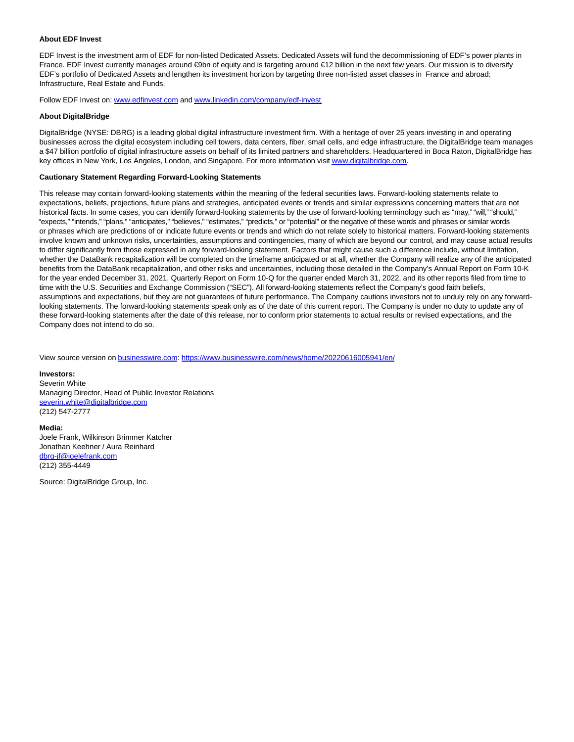**About EDF Invest**

EDF Invest is the investment arm of EDF for non-listed Dedicated Assets. Dedicated Assets will fund the decommissioning of EDF's power plants in France. EDF Invest currently manages around €9bn of equity and is targeting around €12 billion in the next few years. Our mission is to diversify EDF's portfolio of Dedicated Assets and lengthen its investment horizon by targeting three non-listed asset classes in France and abroad: Infrastructure, Real Estate and Funds.

Follow EDF Invest on: www.edfinvest.com and www.linkedin.com/company/edf-invest

**About DigitalBridge**

DigitalBridge (NYSE: DBRG) is a leading global digital infrastructure investment firm. With a heritage of over 25 years investing in and operating businesses across the digital ecosystem including cell towers, data centers, fiber, small cells, and edge infrastructure, the DigitalBridge team manages a $47 billion portfolio of digital infrastructure assets on behalf of its limited partners and shareholders. Headquartered in Boca Raton, DigitalBridge has key offices in New York, Los Angeles, London, and Singapore. For more information visit www.digitalbridge.com.

**Cautionary Statement Regarding Forward-Looking Statements**

This release may contain forward-looking statements within the meaning of the federal securities laws. Forward-looking statements relate to expectations, beliefs, projections, future plans and strategies, anticipated events or trends and similar expressions concerning matters that are not historical facts. In some cases, you can identify forward-looking statements by the use of forward-looking terminology such as "may," "will," "should," "expects," "intends," "plans," "anticipates," "believes," "estimates," "predicts," or "potential" or the negative of these words and phrases or similar words or phrases which are predictions of or indicate future events or trends and which do not relate solely to historical matters. Forward-looking statements involve known and unknown risks, uncertainties, assumptions and contingencies, many of which are beyond our control, and may cause actual results to differ significantly from those expressed in any forward-looking statement. Factors that might cause such a difference include, without limitation, whether the DataBank recapitalization will be completed on the timeframe anticipated or at all, whether the Company will realize any of the anticipated benefits from the DataBank recapitalization, and other risks and uncertainties, including those detailed in the Company's Annual Report on Form 10-K for the year ended December 31, 2021, Quarterly Report on Form 10-Q for the quarter ended March 31, 2022, and its other reports filed from time to time with the U.S. Securities and Exchange Commission ("SEC"). All forward-looking statements reflect the Company's good faith beliefs, assumptions and expectations, but they are not guarantees of future performance. The Company cautions investors not to unduly rely on any forward-looking statements. The forward-looking statements speak only as of the date of this current report. The Company is under no duty to update any of these forward-looking statements after the date of this release, nor to conform prior statements to actual results or revised expectations, and the Company does not intend to do so.

View source version on businesswire.com: https://www.businesswire.com/news/home/20220616005941/en/

**Investors:**
Severin White
Managing Director, Head of Public Investor Relations
severin.white@digitalbridge.com
(212) 547-2777

**Media:**
Joele Frank, Wilkinson Brimmer Katcher
Jonathan Keehner / Aura Reinhard
dbrg-jf@joelefrank.com
(212) 355-4449

Source: DigitalBridge Group, Inc.